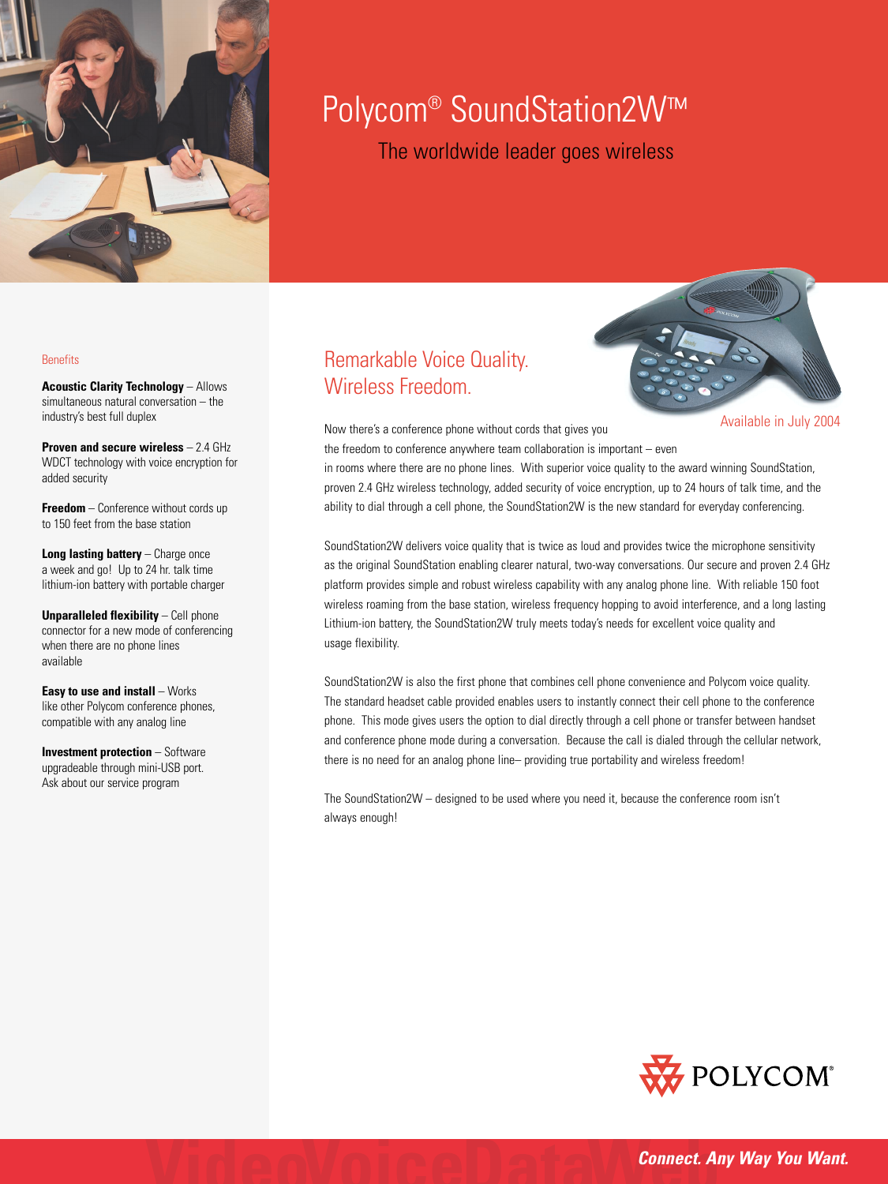# Polycom® SoundStation2W™

The worldwide leader goes wireless

## Remarkable Voice Quality. Wireless Freedom.

Available in July 2004

Now there's a conference phone without cords that gives you the freedom to conference anywhere team collaboration is important – even in rooms where there are no phone lines. With superior voice quality to the award winning SoundStation, proven 2.4 GHz wireless technology, added security of voice encryption, up to 24 hours of talk time, and the ability to dial through a cell phone, the SoundStation2W is the new standard for everyday conferencing.

SoundStation2W delivers voice quality that is twice as loud and provides twice the microphone sensitivity as the original SoundStation enabling clearer natural, two-way conversations. Our secure and proven 2.4 GHz platform provides simple and robust wireless capability with any analog phone line. With reliable 150 foot wireless roaming from the base station, wireless frequency hopping to avoid interference, and a long lasting Lithium-ion battery, the SoundStation2W truly meets today's needs for excellent voice quality and usage flexibility.

SoundStation2W is also the first phone that combines cell phone convenience and Polycom voice quality. The standard headset cable provided enables users to instantly connect their cell phone to the conference phone. This mode gives users the option to dial directly through a cell phone or transfer between handset and conference phone mode during a conversation. Because the call is dialed through the cellular network, there is no need for an analog phone line– providing true portability and wireless freedom!

The SoundStation2W – designed to be used where you need it, because the conference room isn't always enough!

### Benefits

**Acoustic Clarity Technology** – Allows simultaneous natural conversation – the industry's best full duplex

**Proven and secure wireless** – 2.4 GHz WDCT technology with voice encryption for added security

**Freedom** – Conference without cords up to 150 feet from the base station

**Long lasting battery** – Charge once a week and go! Up to 24 hr. talk time lithium-ion battery with portable charger

**Unparalleled flexibility** – Cell phone connector for a new mode of conferencing when there are no phone lines available

**Easy to use and install** – Works like other Polycom conference phones, compatible with any analog line

**Investment protection** – Software upgradeable through mini-USB port. Ask about our service program

POLYCOM®

***Connect. Any Way You Want.***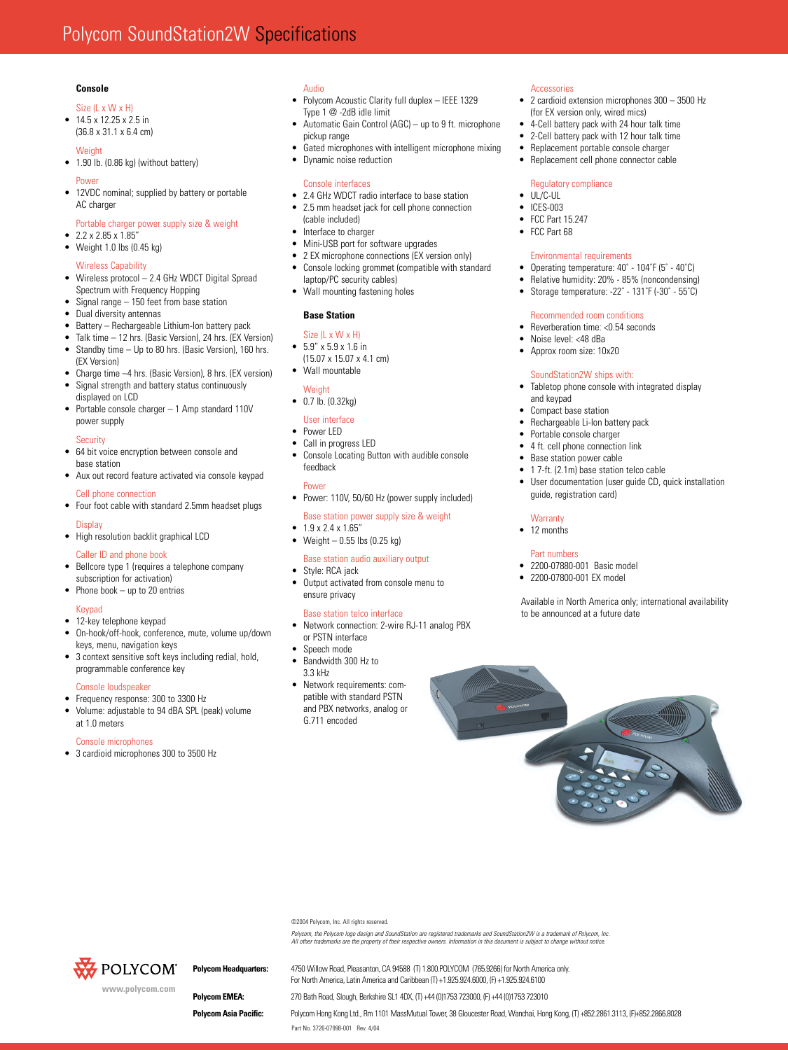# Polycom SoundStation2W Specifications

## Console

### Size (L x W x H)

- 14.5 x 12.25 x 2.5 in (36.8 x 31.1 x 6.4 cm)

### Weight

- 1.90 lb. (0.86 kg) (without battery)

### Power

- 12VDC nominal; supplied by battery or portable AC charger

### Portable charger power supply size & weight

- 2.2 x 2.85 x 1.85"
- Weight 1.0 lbs (0.45 kg)

### Wireless Capability

- Wireless protocol – 2.4 GHz WDCT Digital Spread Spectrum with Frequency Hopping
- Signal range – 150 feet from base station
- Dual diversity antennas
- Battery – Rechargeable Lithium-Ion battery pack
- Talk time – 12 hrs. (Basic Version), 24 hrs. (EX Version)
- Standby time – Up to 80 hrs. (Basic Version), 160 hrs. (EX Version)
- Charge time –4 hrs. (Basic Version), 8 hrs. (EX version)
- Signal strength and battery status continuously displayed on LCD
- Portable console charger – 1 Amp standard 110V power supply

### Security

- 64 bit voice encryption between console and base station
- Aux out record feature activated via console keypad

### Cell phone connection

- Four foot cable with standard 2.5mm headset plugs

### Display

- High resolution backlit graphical LCD

### Caller ID and phone book

- Bellcore type 1 (requires a telephone company subscription for activation)
- Phone book – up to 20 entries

### Keypad

- 12-key telephone keypad
- On-hook/off-hook, conference, mute, volume up/down keys, menu, navigation keys
- 3 context sensitive soft keys including redial, hold, programmable conference key

### Console loudspeaker

- Frequency response: 300 to 3300 Hz
- Volume: adjustable to 94 dBA SPL (peak) volume at 1.0 meters

### Console microphones

- 3 cardioid microphones 300 to 3500 Hz

### Audio

- Polycom Acoustic Clarity full duplex – IEEE 1329 Type 1 @ -2dB idle limit
- Automatic Gain Control (AGC) – up to 9 ft. microphone pickup range
- Gated microphones with intelligent microphone mixing
- Dynamic noise reduction

### Console interfaces

- 2.4 GHz WDCT radio interface to base station
- 2.5 mm headset jack for cell phone connection (cable included)
- Interface to charger
- Mini-USB port for software upgrades
- 2 EX microphone connections (EX version only)
- Console locking grommet (compatible with standard laptop/PC security cables)
- Wall mounting fastening holes

## Base Station

### Size (L x W x H)

- 5.9" x 5.9 x 1.6 in (15.07 x 15.07 x 4.1 cm)
- Wall mountable

### Weight

- 0.7 lb. (0.32kg)

### User interface

- Power LED
- Call in progress LED
- Console Locating Button with audible console feedback

### Power

- Power: 110V, 50/60 Hz (power supply included)

### Base station power supply size & weight

- 1.9 x 2.4 x 1.65"
- Weight – 0.55 lbs (0.25 kg)

### Base station audio auxiliary output

- Style: RCA jack
- Output activated from console menu to ensure privacy

### Base station telco interface

- Network connection: 2-wire RJ-11 analog PBX or PSTN interface
- Speech mode
- Bandwidth 300 Hz to 3.3 kHz
- Network requirements: compatible with standard PSTN and PBX networks, analog or G.711 encoded

### Accessories

- 2 cardioid extension microphones 300 – 3500 Hz (for EX version only, wired mics)
- 4-Cell battery pack with 24 hour talk time
- 2-Cell battery pack with 12 hour talk time
- Replacement portable console charger
- Replacement cell phone connector cable

### Regulatory compliance

- UL/C-UL
- ICES-003
- FCC Part 15.247
- FCC Part 68

### Environmental requirements

- Operating temperature: 40˚ - 104˚F (5˚ - 40˚C)
- Relative humidity: 20% - 85% (noncondensing)
- Storage temperature: -22˚ - 131˚F (-30˚ - 55˚C)

### Recommended room conditions

- Reverberation time: <0.54 seconds
- Noise level: <48 dBa
- Approx room size: 10x20

### SoundStation2W ships with:

- Tabletop phone console with integrated display and keypad
- Compact base station
- Rechargeable Li-Ion battery pack
- Portable console charger
- 4 ft. cell phone connection link
- Base station power cable
- 1 7-ft. (2.1m) base station telco cable
- User documentation (user guide CD, quick installation guide, registration card)

### Warranty

- 12 months

### Part numbers

- 2200-07880-001 Basic model
- 2200-07800-001 EX model

Available in North America only; international availability to be announced at a future date

©2004 Polycom, Inc. All rights reserved.

*Polycom, the Polycom logo design and SoundStation are registered trademarks and SoundStation2W is a trademark of Polycom, Inc. All other trademarks are the property of their respective owners. Information in this document is subject to change without notice.*

POLYCOM
www.polycom.com

**Polycom Headquarters:** 4750 Willow Road, Pleasanton, CA 94588 (T) 1.800.POLYCOM (765.9266) for North America only. For North America, Latin America and Caribbean (T) +1.925.924.6000, (F) +1.925.924.6100

**Polycom EMEA:** 270 Bath Road, Slough, Berkshire SL1 4DX, (T) +44 (0)1753 723000, (F) +44 (0)1753 723010

**Polycom Asia Pacific:** Polycom Hong Kong Ltd., Rm 1101 MassMutual Tower, 38 Gloucester Road, Wanchai, Hong Kong, (T) +852.2861.3113, (F)+852.2866.8028

Part No. 3726-07998-001 Rev. 4/04